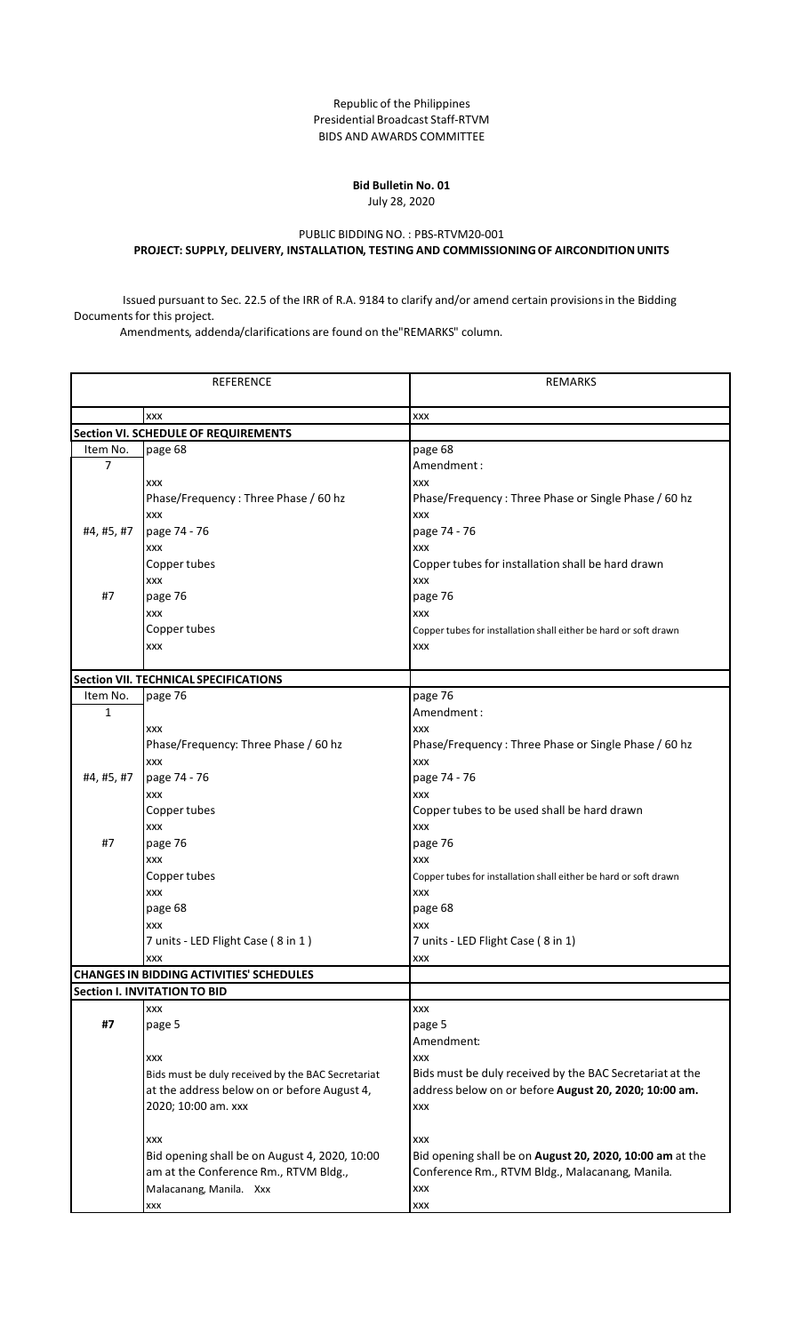Republic of the Philippines
Presidential Broadcast Staff-RTVM
BIDS AND AWARDS COMMITTEE

**Bid Bulletin No. 01**
July 28, 2020

PUBLIC BIDDING NO. : PBS-RTVM20-001
**PROJECT: SUPPLY, DELIVERY, INSTALLATION, TESTING AND COMMISSIONING OF AIRCONDITION UNITS**

Issued pursuant to Sec. 22.5 of the IRR of R.A. 9184 to clarify and/or amend certain provisions in the Bidding Documents for this project.

Amendments, addenda/clarifications are found on the "REMARKS" column.

| REFERENCE | | REMARKS |
|---|---|---|
| | xxx | xxx |
| **Section VI. SCHEDULE OF REQUIREMENTS** | | |
| Item No. | page 68 | page 68 |
| 7 | | Amendment : |
| | xxx | xxx |
| | Phase/Frequency : Three Phase / 60 hz | Phase/Frequency : Three Phase or Single Phase / 60 hz |
| | xxx | xxx |
| #4, #5, #7 | page 74 - 76 | page 74 - 76 |
| | xxx | xxx |
| | Copper tubes | Copper tubes for installation shall be hard drawn |
| | xxx | xxx |
| #7 | page 76 | page 76 |
| | xxx | xxx |
| | Copper tubes | Copper tubes for installation shall either be hard or soft drawn |
| | xxx | xxx |
| **Section VII. TECHNICAL SPECIFICATIONS** | | |
| Item No. | page 76 | page 76 |
| 1 | | Amendment : |
| | xxx | xxx |
| | Phase/Frequency: Three Phase / 60 hz | Phase/Frequency : Three Phase or Single Phase / 60 hz |
| | xxx | xxx |
| #4, #5, #7 | page 74 - 76 | page 74 - 76 |
| | xxx | xxx |
| | Copper tubes | Copper tubes to be used shall be hard drawn |
| | xxx | xxx |
| #7 | page 76 | page 76 |
| | xxx | xxx |
| | Copper tubes | Copper tubes for installation shall either be hard or soft drawn |
| | xxx | xxx |
| | page 68 | page 68 |
| | xxx | xxx |
| | 7 units - LED Flight Case ( 8 in 1 ) | 7 units - LED Flight Case ( 8 in 1) |
| | xxx | xxx |
| **CHANGES IN BIDDING ACTIVITIES' SCHEDULES** | | |
| **Section I. INVITATION TO BID** | | |
| | xxx | xxx |
| **#7** | page 5 | page 5 |
| | | Amendment: |
| | xxx | xxx |
| | Bids must be duly received by the BAC Secretariat at the address below on or before August 4, 2020; 10:00 am. xxx | Bids must be duly received by the BAC Secretariat at the address below on or before **August 20, 2020; 10:00 am.** xxx |
| | xxx | xxx |
| | Bid opening shall be on August 4, 2020, 10:00 am at the Conference Rm., RTVM Bldg., Malacanang, Manila. Xxx | Bid opening shall be on **August 20, 2020, 10:00 am** at the Conference Rm., RTVM Bldg., Malacanang, Manila. xxx |
| | xxx | xxx |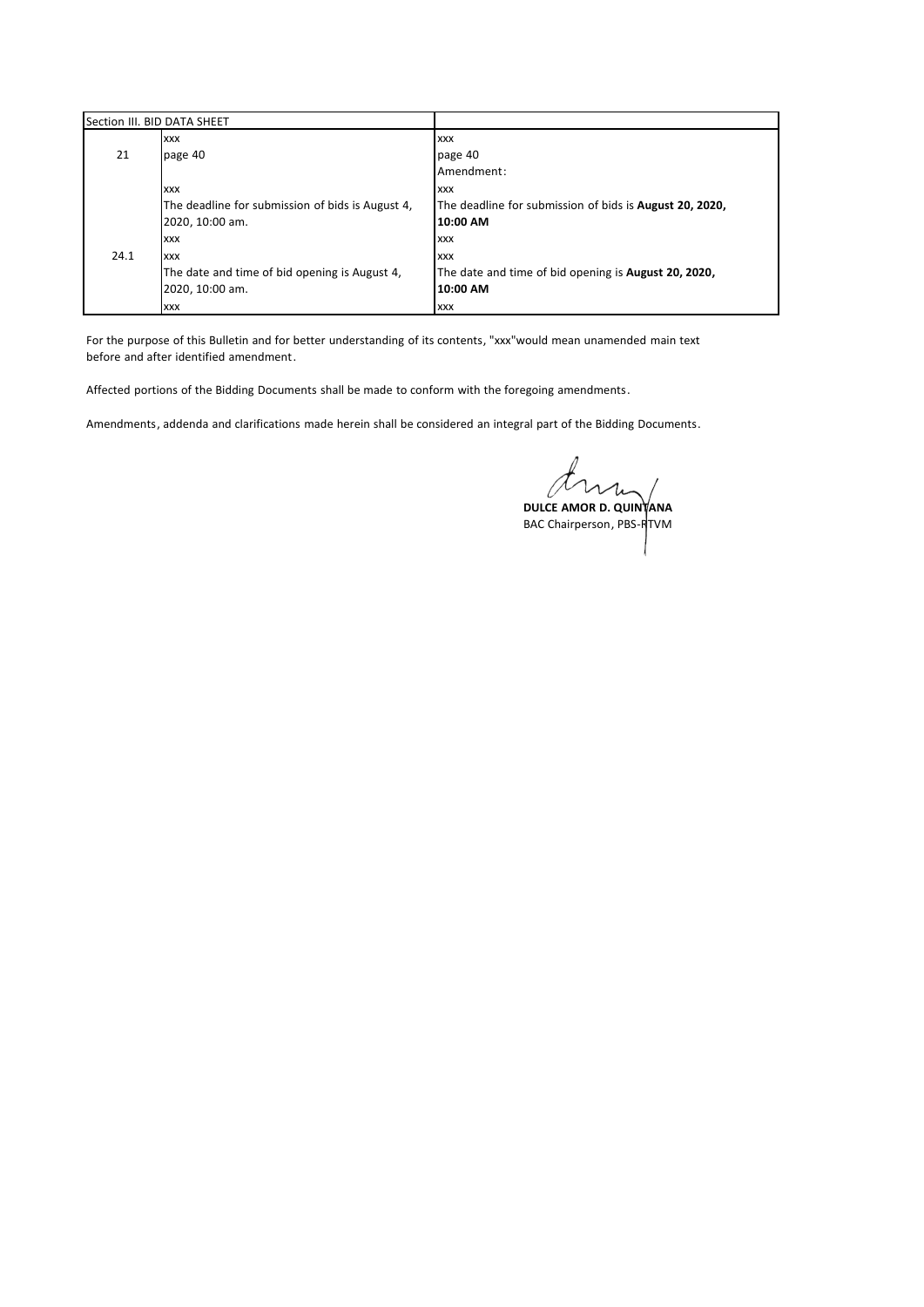| Section III. BID DATA SHEET | | |
|---|---|---|
| 21 | xxx<br>page 40 | xxx<br>page 40<br>Amendment: |
| 24.1 | xxx<br>The deadline for submission of bids is August 4, 2020, 10:00 am.<br>xxx<br>xxx<br>The date and time of bid opening is August 4, 2020, 10:00 am.<br>xxx | xxx<br>The deadline for submission of bids is **August 20, 2020, 10:00 AM**<br>xxx<br>xxx<br>The date and time of bid opening is **August 20, 2020, 10:00 AM**<br>xxx |

For the purpose of this Bulletin and for better understanding of its contents, "xxx"would mean unamended main text before and after identified amendment.

Affected portions of the Bidding Documents shall be made to conform with the foregoing amendments.

Amendments, addenda and clarifications made herein shall be considered an integral part of the Bidding Documents.

**DULCE AMOR D. QUINTANA**
BAC Chairperson, PBS-RTVM